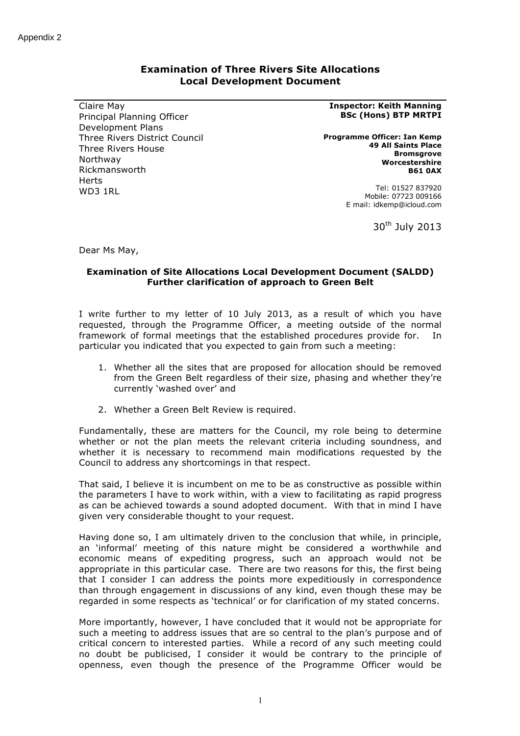Appendix 2

## Examination of Three Rivers Site Allocations Local Development Document

Claire May
Principal Planning Officer
Development Plans
Three Rivers District Council
Three Rivers House
Northway
Rickmansworth
Herts
WD3 1RL

**Inspector: Keith Manning BSc (Hons) BTP MRTPI**

**Programme Officer: Ian Kemp**
**49 All Saints Place**
**Bromsgrove**
**Worcestershire**
**B61 0AX**

Tel: 01527 837920
Mobile: 07723 009166
E mail: idkemp@icloud.com

30th July 2013

Dear Ms May,

**Examination of Site Allocations Local Development Document (SALDD) Further clarification of approach to Green Belt**

I write further to my letter of 10 July 2013, as a result of which you have requested, through the Programme Officer, a meeting outside of the normal framework of formal meetings that the established procedures provide for. In particular you indicated that you expected to gain from such a meeting:

1. Whether all the sites that are proposed for allocation should be removed from the Green Belt regardless of their size, phasing and whether they're currently 'washed over' and

2. Whether a Green Belt Review is required.

Fundamentally, these are matters for the Council, my role being to determine whether or not the plan meets the relevant criteria including soundness, and whether it is necessary to recommend main modifications requested by the Council to address any shortcomings in that respect.

That said, I believe it is incumbent on me to be as constructive as possible within the parameters I have to work within, with a view to facilitating as rapid progress as can be achieved towards a sound adopted document. With that in mind I have given very considerable thought to your request.

Having done so, I am ultimately driven to the conclusion that while, in principle, an 'informal' meeting of this nature might be considered a worthwhile and economic means of expediting progress, such an approach would not be appropriate in this particular case. There are two reasons for this, the first being that I consider I can address the points more expeditiously in correspondence than through engagement in discussions of any kind, even though these may be regarded in some respects as 'technical' or for clarification of my stated concerns.

More importantly, however, I have concluded that it would not be appropriate for such a meeting to address issues that are so central to the plan's purpose and of critical concern to interested parties. While a record of any such meeting could no doubt be publicised, I consider it would be contrary to the principle of openness, even though the presence of the Programme Officer would be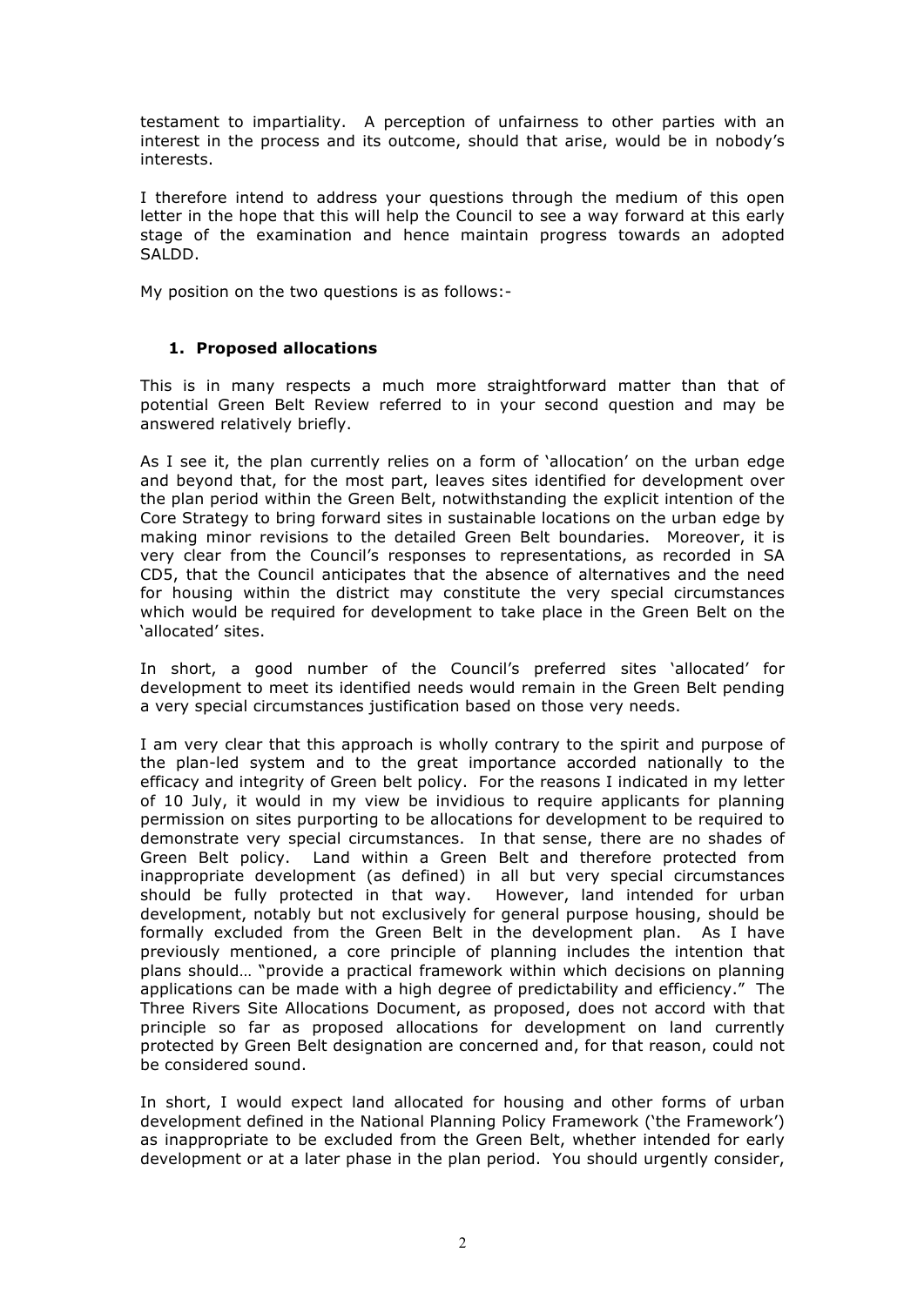testament to impartiality. A perception of unfairness to other parties with an interest in the process and its outcome, should that arise, would be in nobody's interests.

I therefore intend to address your questions through the medium of this open letter in the hope that this will help the Council to see a way forward at this early stage of the examination and hence maintain progress towards an adopted SALDD.

My position on the two questions is as follows:-

1. **Proposed allocations**

This is in many respects a much more straightforward matter than that of potential Green Belt Review referred to in your second question and may be answered relatively briefly.

As I see it, the plan currently relies on a form of 'allocation' on the urban edge and beyond that, for the most part, leaves sites identified for development over the plan period within the Green Belt, notwithstanding the explicit intention of the Core Strategy to bring forward sites in sustainable locations on the urban edge by making minor revisions to the detailed Green Belt boundaries. Moreover, it is very clear from the Council's responses to representations, as recorded in SA CD5, that the Council anticipates that the absence of alternatives and the need for housing within the district may constitute the very special circumstances which would be required for development to take place in the Green Belt on the 'allocated' sites.

In short, a good number of the Council's preferred sites 'allocated' for development to meet its identified needs would remain in the Green Belt pending a very special circumstances justification based on those very needs.

I am very clear that this approach is wholly contrary to the spirit and purpose of the plan-led system and to the great importance accorded nationally to the efficacy and integrity of Green belt policy. For the reasons I indicated in my letter of 10 July, it would in my view be invidious to require applicants for planning permission on sites purporting to be allocations for development to be required to demonstrate very special circumstances. In that sense, there are no shades of Green Belt policy. Land within a Green Belt and therefore protected from inappropriate development (as defined) in all but very special circumstances should be fully protected in that way. However, land intended for urban development, notably but not exclusively for general purpose housing, should be formally excluded from the Green Belt in the development plan. As I have previously mentioned, a core principle of planning includes the intention that plans should… "provide a practical framework within which decisions on planning applications can be made with a high degree of predictability and efficiency." The Three Rivers Site Allocations Document, as proposed, does not accord with that principle so far as proposed allocations for development on land currently protected by Green Belt designation are concerned and, for that reason, could not be considered sound.

In short, I would expect land allocated for housing and other forms of urban development defined in the National Planning Policy Framework ('the Framework') as inappropriate to be excluded from the Green Belt, whether intended for early development or at a later phase in the plan period. You should urgently consider,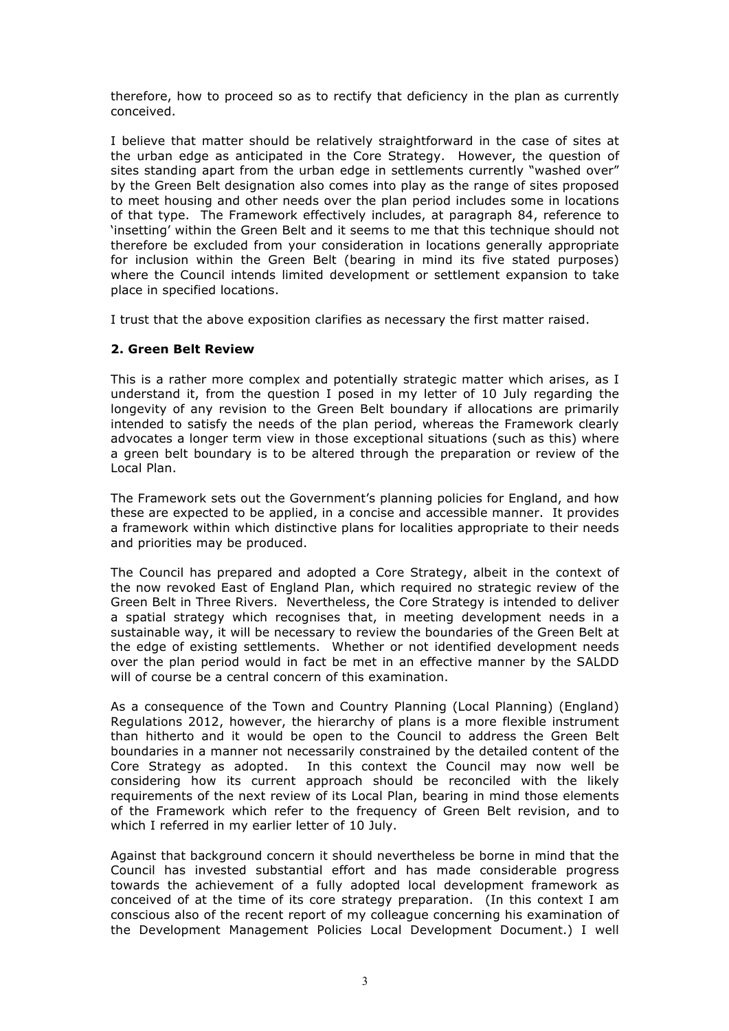therefore, how to proceed so as to rectify that deficiency in the plan as currently conceived.

I believe that matter should be relatively straightforward in the case of sites at the urban edge as anticipated in the Core Strategy. However, the question of sites standing apart from the urban edge in settlements currently "washed over" by the Green Belt designation also comes into play as the range of sites proposed to meet housing and other needs over the plan period includes some in locations of that type. The Framework effectively includes, at paragraph 84, reference to 'insetting' within the Green Belt and it seems to me that this technique should not therefore be excluded from your consideration in locations generally appropriate for inclusion within the Green Belt (bearing in mind its five stated purposes) where the Council intends limited development or settlement expansion to take place in specified locations.

I trust that the above exposition clarifies as necessary the first matter raised.

## 2. Green Belt Review

This is a rather more complex and potentially strategic matter which arises, as I understand it, from the question I posed in my letter of 10 July regarding the longevity of any revision to the Green Belt boundary if allocations are primarily intended to satisfy the needs of the plan period, whereas the Framework clearly advocates a longer term view in those exceptional situations (such as this) where a green belt boundary is to be altered through the preparation or review of the Local Plan.

The Framework sets out the Government's planning policies for England, and how these are expected to be applied, in a concise and accessible manner. It provides a framework within which distinctive plans for localities appropriate to their needs and priorities may be produced.

The Council has prepared and adopted a Core Strategy, albeit in the context of the now revoked East of England Plan, which required no strategic review of the Green Belt in Three Rivers. Nevertheless, the Core Strategy is intended to deliver a spatial strategy which recognises that, in meeting development needs in a sustainable way, it will be necessary to review the boundaries of the Green Belt at the edge of existing settlements. Whether or not identified development needs over the plan period would in fact be met in an effective manner by the SALDD will of course be a central concern of this examination.

As a consequence of the Town and Country Planning (Local Planning) (England) Regulations 2012, however, the hierarchy of plans is a more flexible instrument than hitherto and it would be open to the Council to address the Green Belt boundaries in a manner not necessarily constrained by the detailed content of the Core Strategy as adopted. In this context the Council may now well be considering how its current approach should be reconciled with the likely requirements of the next review of its Local Plan, bearing in mind those elements of the Framework which refer to the frequency of Green Belt revision, and to which I referred in my earlier letter of 10 July.

Against that background concern it should nevertheless be borne in mind that the Council has invested substantial effort and has made considerable progress towards the achievement of a fully adopted local development framework as conceived of at the time of its core strategy preparation. (In this context I am conscious also of the recent report of my colleague concerning his examination of the Development Management Policies Local Development Document.) I well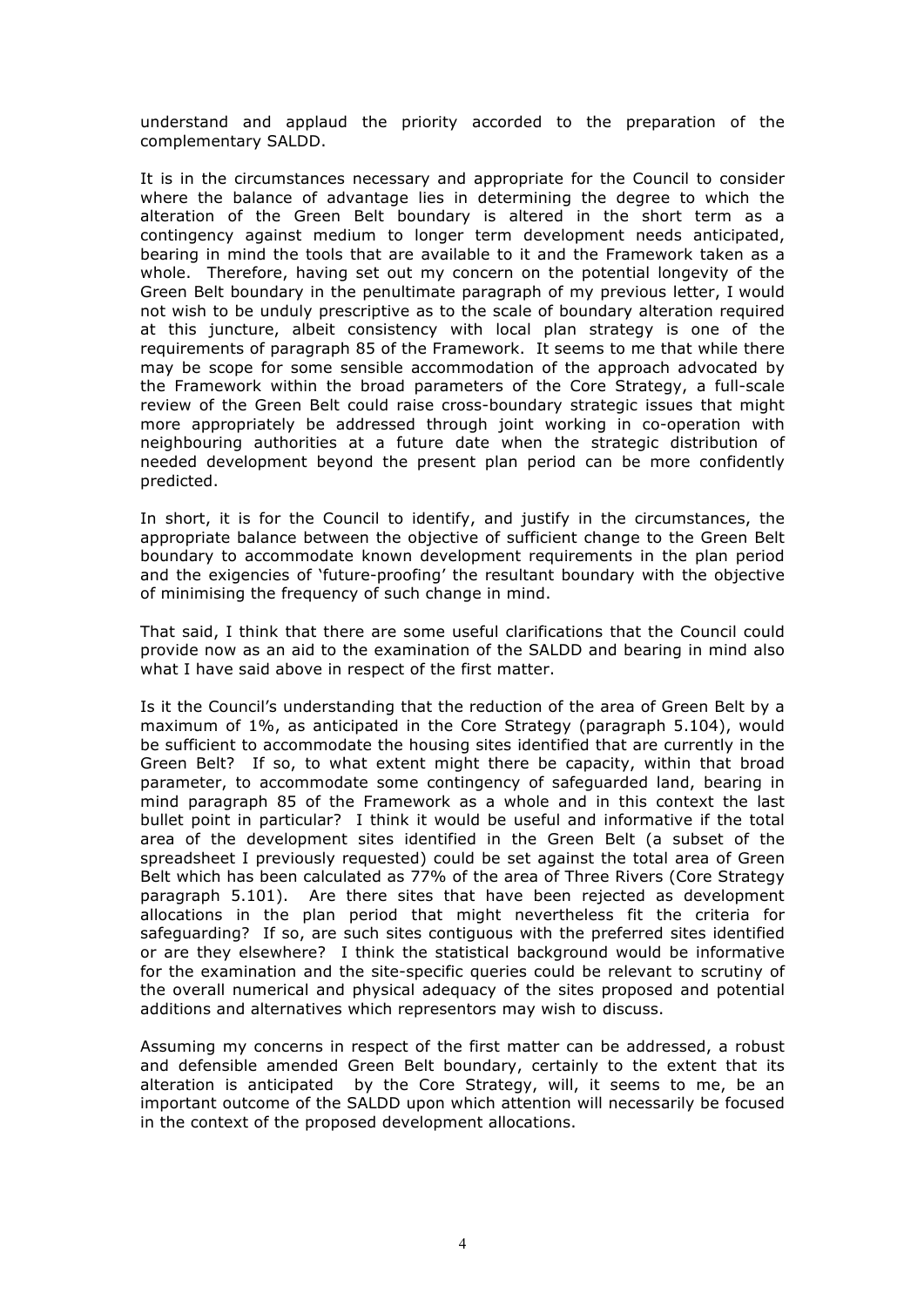understand and applaud the priority accorded to the preparation of the complementary SALDD.

It is in the circumstances necessary and appropriate for the Council to consider where the balance of advantage lies in determining the degree to which the alteration of the Green Belt boundary is altered in the short term as a contingency against medium to longer term development needs anticipated, bearing in mind the tools that are available to it and the Framework taken as a whole. Therefore, having set out my concern on the potential longevity of the Green Belt boundary in the penultimate paragraph of my previous letter, I would not wish to be unduly prescriptive as to the scale of boundary alteration required at this juncture, albeit consistency with local plan strategy is one of the requirements of paragraph 85 of the Framework. It seems to me that while there may be scope for some sensible accommodation of the approach advocated by the Framework within the broad parameters of the Core Strategy, a full-scale review of the Green Belt could raise cross-boundary strategic issues that might more appropriately be addressed through joint working in co-operation with neighbouring authorities at a future date when the strategic distribution of needed development beyond the present plan period can be more confidently predicted.

In short, it is for the Council to identify, and justify in the circumstances, the appropriate balance between the objective of sufficient change to the Green Belt boundary to accommodate known development requirements in the plan period and the exigencies of 'future-proofing' the resultant boundary with the objective of minimising the frequency of such change in mind.

That said, I think that there are some useful clarifications that the Council could provide now as an aid to the examination of the SALDD and bearing in mind also what I have said above in respect of the first matter.

Is it the Council's understanding that the reduction of the area of Green Belt by a maximum of 1%, as anticipated in the Core Strategy (paragraph 5.104), would be sufficient to accommodate the housing sites identified that are currently in the Green Belt? If so, to what extent might there be capacity, within that broad parameter, to accommodate some contingency of safeguarded land, bearing in mind paragraph 85 of the Framework as a whole and in this context the last bullet point in particular? I think it would be useful and informative if the total area of the development sites identified in the Green Belt (a subset of the spreadsheet I previously requested) could be set against the total area of Green Belt which has been calculated as 77% of the area of Three Rivers (Core Strategy paragraph 5.101). Are there sites that have been rejected as development allocations in the plan period that might nevertheless fit the criteria for safeguarding? If so, are such sites contiguous with the preferred sites identified or are they elsewhere? I think the statistical background would be informative for the examination and the site-specific queries could be relevant to scrutiny of the overall numerical and physical adequacy of the sites proposed and potential additions and alternatives which representors may wish to discuss.

Assuming my concerns in respect of the first matter can be addressed, a robust and defensible amended Green Belt boundary, certainly to the extent that its alteration is anticipated by the Core Strategy, will, it seems to me, be an important outcome of the SALDD upon which attention will necessarily be focused in the context of the proposed development allocations.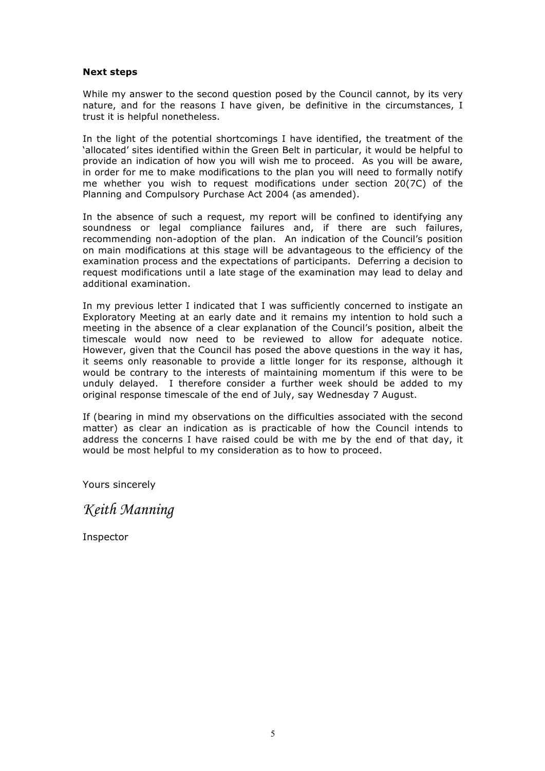**Next steps**

While my answer to the second question posed by the Council cannot, by its very nature, and for the reasons I have given, be definitive in the circumstances, I trust it is helpful nonetheless.

In the light of the potential shortcomings I have identified, the treatment of the 'allocated' sites identified within the Green Belt in particular, it would be helpful to provide an indication of how you will wish me to proceed. As you will be aware, in order for me to make modifications to the plan you will need to formally notify me whether you wish to request modifications under section 20(7C) of the Planning and Compulsory Purchase Act 2004 (as amended).

In the absence of such a request, my report will be confined to identifying any soundness or legal compliance failures and, if there are such failures, recommending non-adoption of the plan. An indication of the Council's position on main modifications at this stage will be advantageous to the efficiency of the examination process and the expectations of participants. Deferring a decision to request modifications until a late stage of the examination may lead to delay and additional examination.

In my previous letter I indicated that I was sufficiently concerned to instigate an Exploratory Meeting at an early date and it remains my intention to hold such a meeting in the absence of a clear explanation of the Council's position, albeit the timescale would now need to be reviewed to allow for adequate notice. However, given that the Council has posed the above questions in the way it has, it seems only reasonable to provide a little longer for its response, although it would be contrary to the interests of maintaining momentum if this were to be unduly delayed. I therefore consider a further week should be added to my original response timescale of the end of July, say Wednesday 7 August.

If (bearing in mind my observations on the difficulties associated with the second matter) as clear an indication as is practicable of how the Council intends to address the concerns I have raised could be with me by the end of that day, it would be most helpful to my consideration as to how to proceed.

Yours sincerely

*Keith Manning*

Inspector